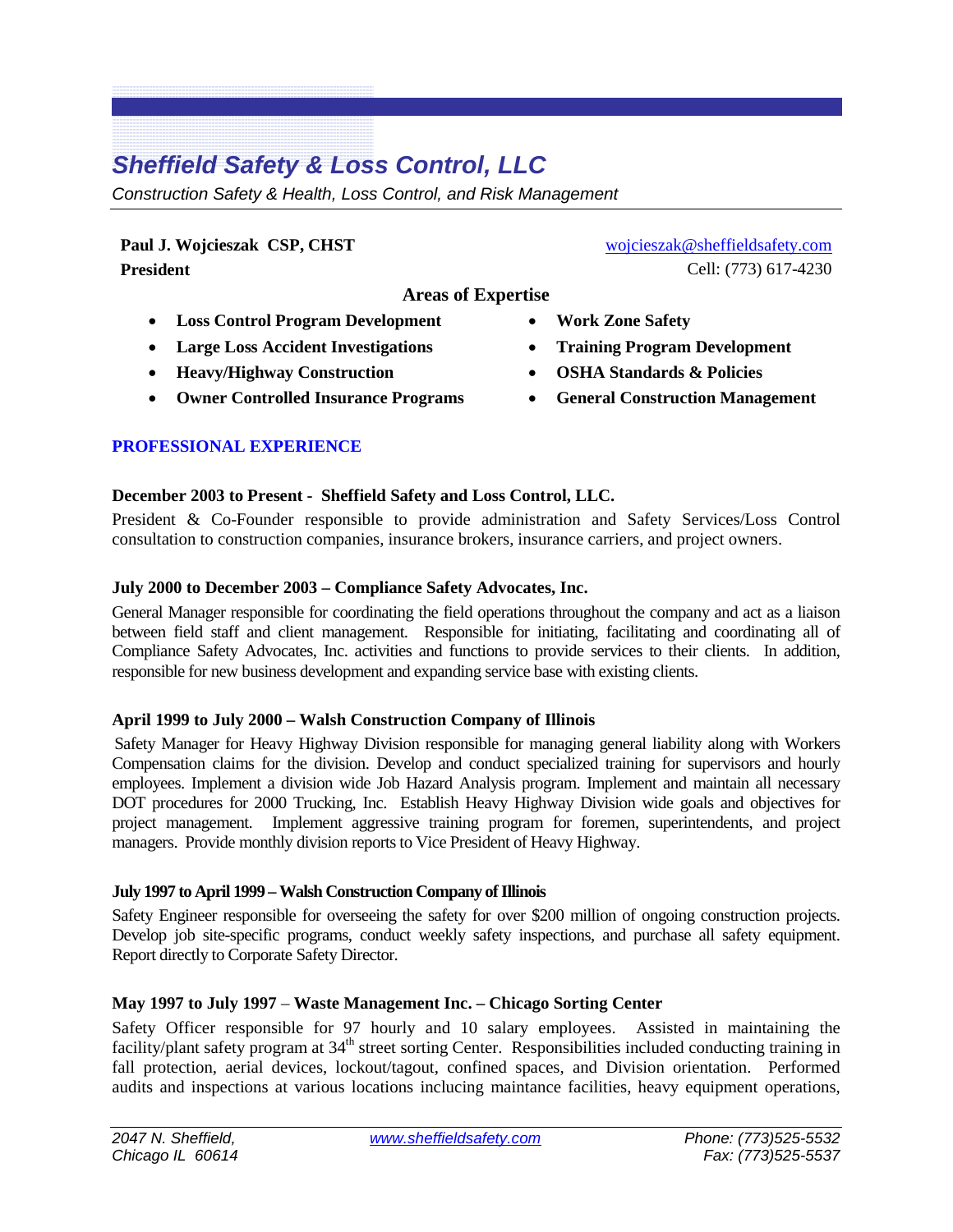# *Sheffield Safety & Loss Control, LLC*

*Construction Safety & Health, Loss Control, and Risk Management*

**Paul J. Wojcieszak CSP, CHST**
**President**

wojcieszak@sheffieldsafety.com
Cell: (773) 617-4230

## Areas of Expertise

- **Loss Control Program Development**
- **Large Loss Accident Investigations**
- **Heavy/Highway Construction**
- **Owner Controlled Insurance Programs**
- **Work Zone Safety**
- **Training Program Development**
- **OSHA Standards & Policies**
- **General Construction Management**

## PROFESSIONAL EXPERIENCE

**December 2003 to Present - Sheffield Safety and Loss Control, LLC.**

President & Co-Founder responsible to provide administration and Safety Services/Loss Control consultation to construction companies, insurance brokers, insurance carriers, and project owners.

**July 2000 to December 2003 – Compliance Safety Advocates, Inc.**

General Manager responsible for coordinating the field operations throughout the company and act as a liaison between field staff and client management. Responsible for initiating, facilitating and coordinating all of Compliance Safety Advocates, Inc. activities and functions to provide services to their clients. In addition, responsible for new business development and expanding service base with existing clients.

**April 1999 to July 2000 – Walsh Construction Company of Illinois**

Safety Manager for Heavy Highway Division responsible for managing general liability along with Workers Compensation claims for the division. Develop and conduct specialized training for supervisors and hourly employees. Implement a division wide Job Hazard Analysis program. Implement and maintain all necessary DOT procedures for 2000 Trucking, Inc. Establish Heavy Highway Division wide goals and objectives for project management. Implement aggressive training program for foremen, superintendents, and project managers. Provide monthly division reports to Vice President of Heavy Highway.

**July 1997 to April 1999 – Walsh Construction Company of Illinois**

Safety Engineer responsible for overseeing the safety for over $200 million of ongoing construction projects. Develop job site-specific programs, conduct weekly safety inspections, and purchase all safety equipment. Report directly to Corporate Safety Director.

**May 1997 to July 1997 – Waste Management Inc. – Chicago Sorting Center**

Safety Officer responsible for 97 hourly and 10 salary employees. Assisted in maintaining the facility/plant safety program at 34th street sorting Center. Responsibilities included conducting training in fall protection, aerial devices, lockout/tagout, confined spaces, and Division orientation. Performed audits and inspections at various locations incluging maintance facilities, heavy equipment operations,

*2047 N. Sheffield,*
*Chicago IL 60614*

www.sheffieldsafety.com

*Phone: (773)525-5532*
*Fax: (773)525-5537*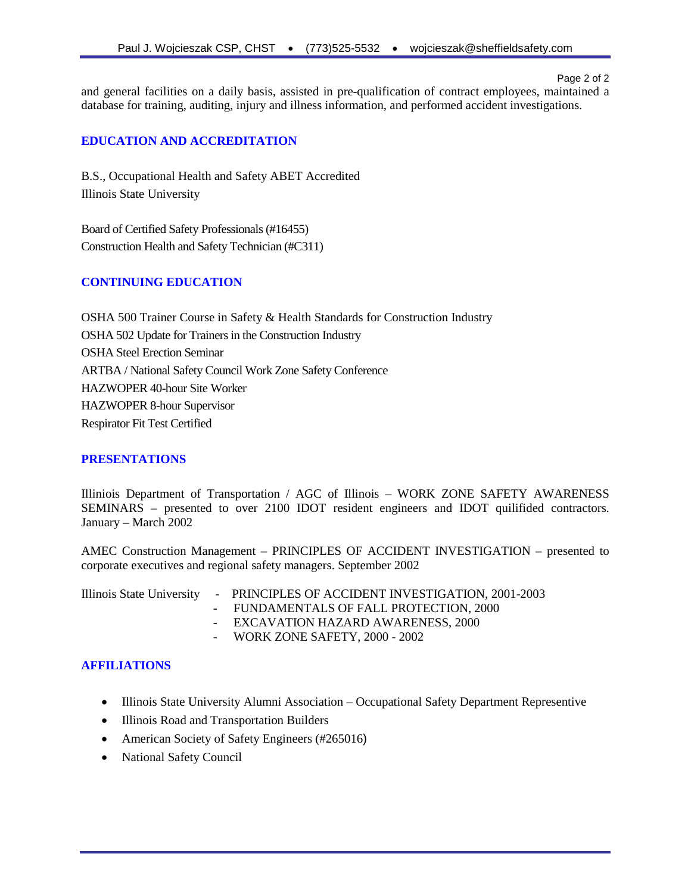and general facilities on a daily basis, assisted in pre-qualification of contract employees, maintained a database for training, auditing, injury and illness information, and performed accident investigations.

## EDUCATION AND ACCREDITATION

B.S., Occupational Health and Safety ABET Accredited
Illinois State University

Board of Certified Safety Professionals (#16455)
Construction Health and Safety Technician (#C311)

## CONTINUING EDUCATION

OSHA 500 Trainer Course in Safety & Health Standards for Construction Industry
OSHA 502 Update for Trainers in the Construction Industry
OSHA Steel Erection Seminar
ARTBA / National Safety Council Work Zone Safety Conference
HAZWOPER 40-hour Site Worker
HAZWOPER 8-hour Supervisor
Respirator Fit Test Certified

## PRESENTATIONS

Illiniois Department of Transportation / AGC of Illinois – WORK ZONE SAFETY AWARENESS SEMINARS – presented to over 2100 IDOT resident engineers and IDOT quilifided contractors. January – March 2002

AMEC Construction Management – PRINCIPLES OF ACCIDENT INVESTIGATION – presented to corporate executives and regional safety managers. September 2002

Illinois State University
- PRINCIPLES OF ACCIDENT INVESTIGATION, 2001-2003
- FUNDAMENTALS OF FALL PROTECTION, 2000
- EXCAVATION HAZARD AWARENESS, 2000
- WORK ZONE SAFETY, 2000 - 2002

## AFFILIATIONS

- Illinois State University Alumni Association – Occupational Safety Department Representive
- Illinois Road and Transportation Builders
- American Society of Safety Engineers (#265016)
- National Safety Council